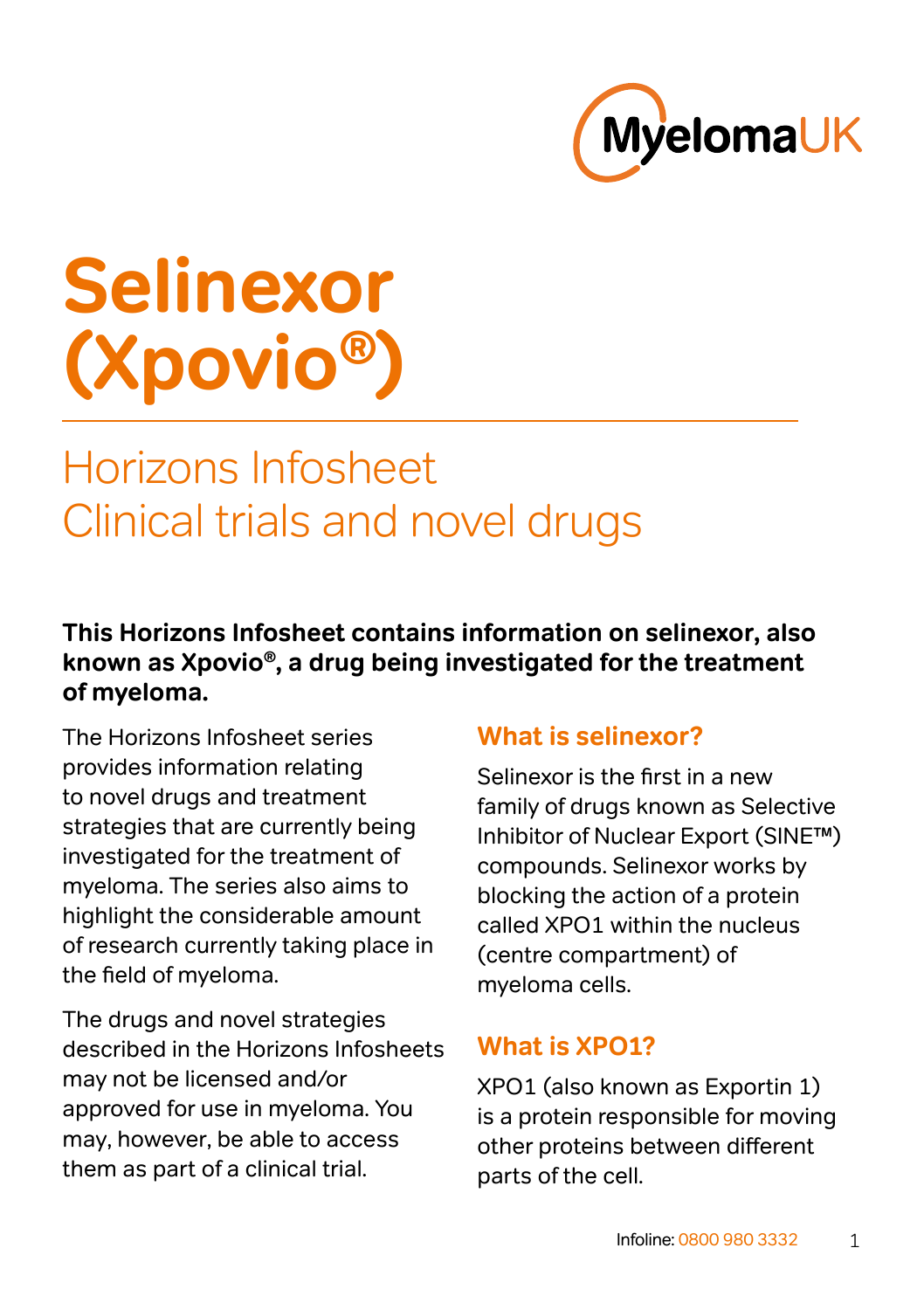# Selinexor (Xpovio®)

## Horizons Infosheet
## Clinical trials and novel drugs

**This Horizons Infosheet contains information on selinexor, also known as Xpovio®, a drug being investigated for the treatment of myeloma.**

The Horizons Infosheet series provides information relating to novel drugs and treatment strategies that are currently being investigated for the treatment of myeloma. The series also aims to highlight the considerable amount of research currently taking place in the field of myeloma.

The drugs and novel strategies described in the Horizons Infosheets may not be licensed and/or approved for use in myeloma. You may, however, be able to access them as part of a clinical trial.

### What is selinexor?

Selinexor is the first in a new family of drugs known as Selective Inhibitor of Nuclear Export (SINE™) compounds. Selinexor works by blocking the action of a protein called XPO1 within the nucleus (centre compartment) of myeloma cells.

### What is XPO1?

XPO1 (also known as Exportin 1) is a protein responsible for moving other proteins between different parts of the cell.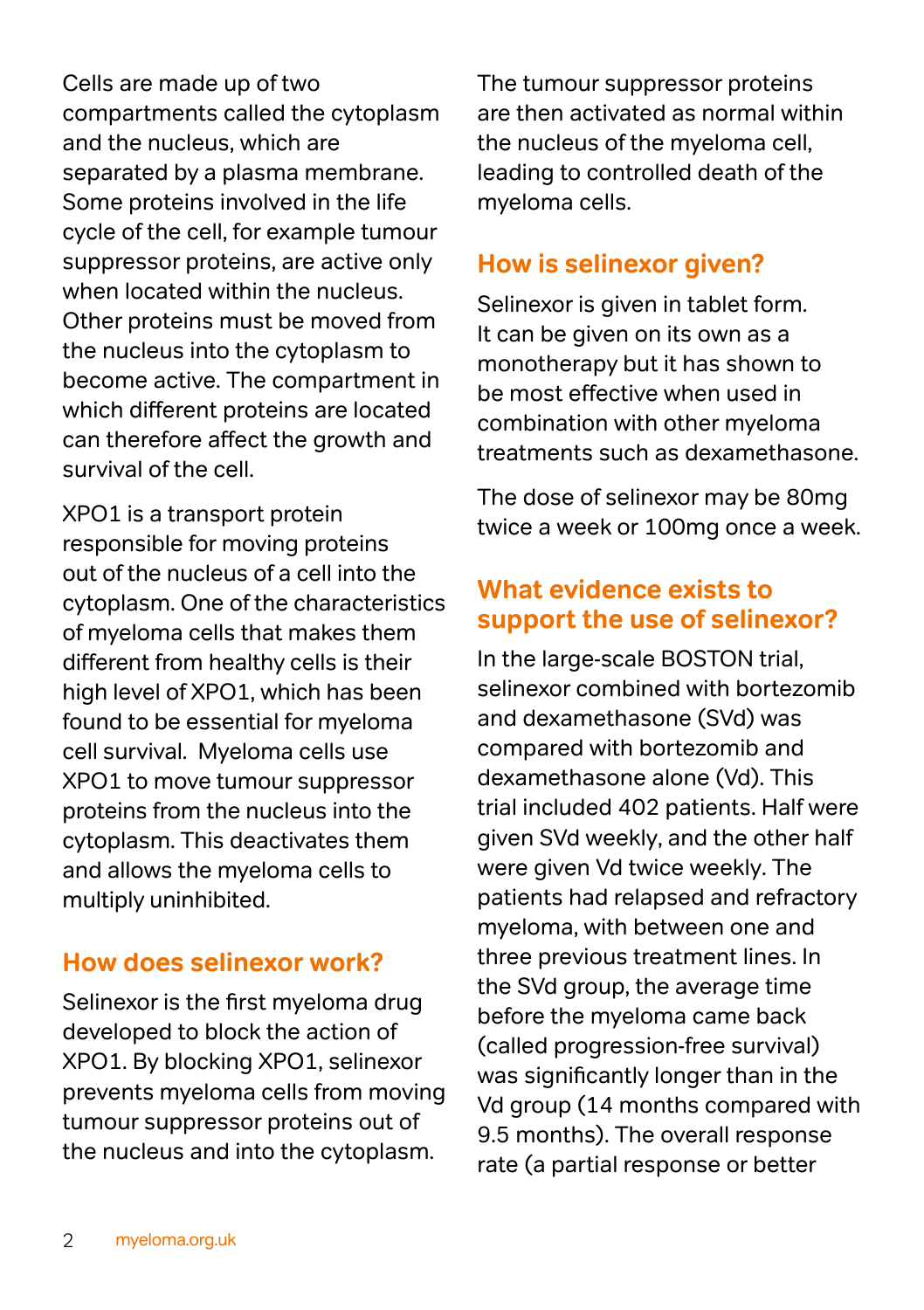Cells are made up of two compartments called the cytoplasm and the nucleus, which are separated by a plasma membrane. Some proteins involved in the life cycle of the cell, for example tumour suppressor proteins, are active only when located within the nucleus. Other proteins must be moved from the nucleus into the cytoplasm to become active. The compartment in which different proteins are located can therefore affect the growth and survival of the cell.

XPO1 is a transport protein responsible for moving proteins out of the nucleus of a cell into the cytoplasm. One of the characteristics of myeloma cells that makes them different from healthy cells is their high level of XPO1, which has been found to be essential for myeloma cell survival. Myeloma cells use XPO1 to move tumour suppressor proteins from the nucleus into the cytoplasm. This deactivates them and allows the myeloma cells to multiply uninhibited.

## How does selinexor work?

Selinexor is the first myeloma drug developed to block the action of XPO1. By blocking XPO1, selinexor prevents myeloma cells from moving tumour suppressor proteins out of the nucleus and into the cytoplasm. The tumour suppressor proteins are then activated as normal within the nucleus of the myeloma cell, leading to controlled death of the myeloma cells.

## How is selinexor given?

Selinexor is given in tablet form. It can be given on its own as a monotherapy but it has shown to be most effective when used in combination with other myeloma treatments such as dexamethasone.

The dose of selinexor may be 80mg twice a week or 100mg once a week.

## What evidence exists to support the use of selinexor?

In the large-scale BOSTON trial, selinexor combined with bortezomib and dexamethasone (SVd) was compared with bortezomib and dexamethasone alone (Vd). This trial included 402 patients. Half were given SVd weekly, and the other half were given Vd twice weekly. The patients had relapsed and refractory myeloma, with between one and three previous treatment lines. In the SVd group, the average time before the myeloma came back (called progression-free survival) was significantly longer than in the Vd group (14 months compared with 9.5 months). The overall response rate (a partial response or better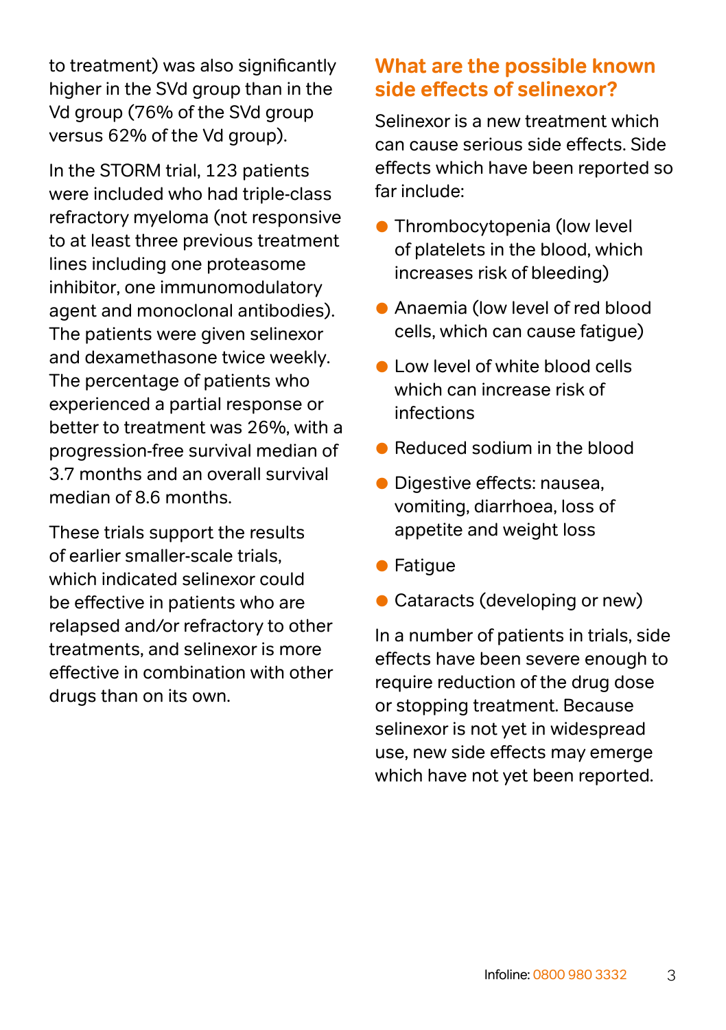to treatment) was also significantly higher in the SVd group than in the Vd group (76% of the SVd group versus 62% of the Vd group).

In the STORM trial, 123 patients were included who had triple-class refractory myeloma (not responsive to at least three previous treatment lines including one proteasome inhibitor, one immunomodulatory agent and monoclonal antibodies). The patients were given selinexor and dexamethasone twice weekly. The percentage of patients who experienced a partial response or better to treatment was 26%, with a progression-free survival median of 3.7 months and an overall survival median of 8.6 months.

These trials support the results of earlier smaller-scale trials, which indicated selinexor could be effective in patients who are relapsed and/or refractory to other treatments, and selinexor is more effective in combination with other drugs than on its own.

## What are the possible known side effects of selinexor?

Selinexor is a new treatment which can cause serious side effects. Side effects which have been reported so far include:

- Thrombocytopenia (low level of platelets in the blood, which increases risk of bleeding)
- Anaemia (low level of red blood cells, which can cause fatigue)
- Low level of white blood cells which can increase risk of infections
- Reduced sodium in the blood
- Digestive effects: nausea, vomiting, diarrhoea, loss of appetite and weight loss
- Fatigue
- Cataracts (developing or new)

In a number of patients in trials, side effects have been severe enough to require reduction of the drug dose or stopping treatment. Because selinexor is not yet in widespread use, new side effects may emerge which have not yet been reported.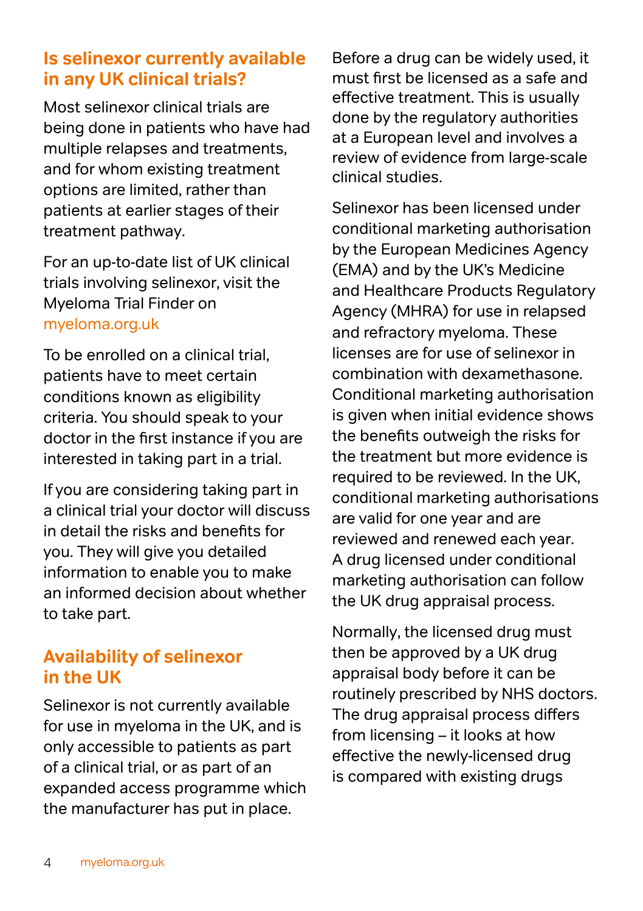## Is selinexor currently available in any UK clinical trials?

Most selinexor clinical trials are being done in patients who have had multiple relapses and treatments, and for whom existing treatment options are limited, rather than patients at earlier stages of their treatment pathway.

For an up-to-date list of UK clinical trials involving selinexor, visit the Myeloma Trial Finder on myeloma.org.uk

To be enrolled on a clinical trial, patients have to meet certain conditions known as eligibility criteria. You should speak to your doctor in the first instance if you are interested in taking part in a trial.

If you are considering taking part in a clinical trial your doctor will discuss in detail the risks and benefits for you. They will give you detailed information to enable you to make an informed decision about whether to take part.

## Availability of selinexor in the UK

Selinexor is not currently available for use in myeloma in the UK, and is only accessible to patients as part of a clinical trial, or as part of an expanded access programme which the manufacturer has put in place.

Before a drug can be widely used, it must first be licensed as a safe and effective treatment. This is usually done by the regulatory authorities at a European level and involves a review of evidence from large-scale clinical studies.

Selinexor has been licensed under conditional marketing authorisation by the European Medicines Agency (EMA) and by the UK's Medicine and Healthcare Products Regulatory Agency (MHRA) for use in relapsed and refractory myeloma. These licenses are for use of selinexor in combination with dexamethasone. Conditional marketing authorisation is given when initial evidence shows the benefits outweigh the risks for the treatment but more evidence is required to be reviewed. In the UK, conditional marketing authorisations are valid for one year and are reviewed and renewed each year. A drug licensed under conditional marketing authorisation can follow the UK drug appraisal process.

Normally, the licensed drug must then be approved by a UK drug appraisal body before it can be routinely prescribed by NHS doctors. The drug appraisal process differs from licensing – it looks at how effective the newly-licensed drug is compared with existing drugs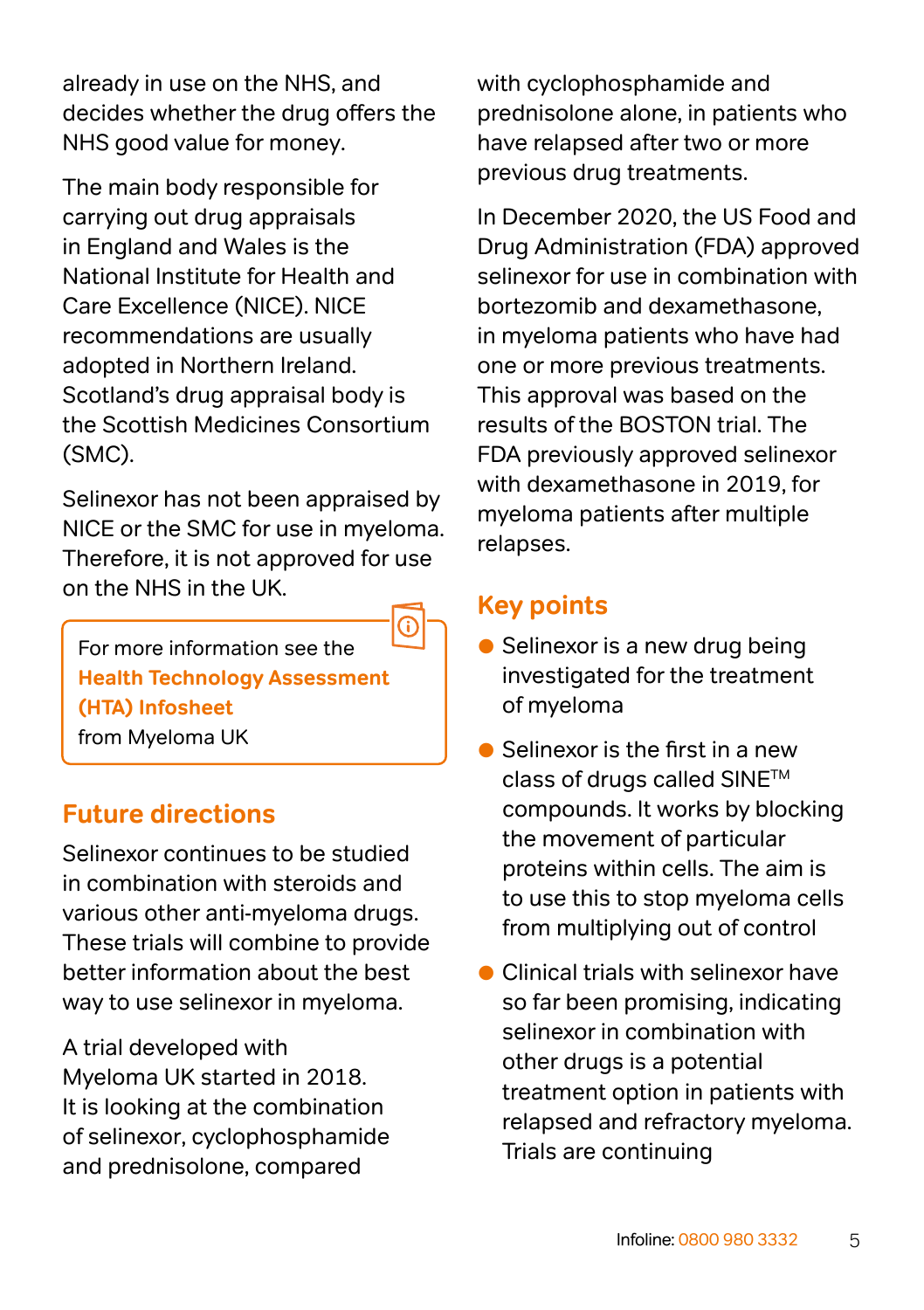already in use on the NHS, and decides whether the drug offers the NHS good value for money.

The main body responsible for carrying out drug appraisals in England and Wales is the National Institute for Health and Care Excellence (NICE). NICE recommendations are usually adopted in Northern Ireland. Scotland's drug appraisal body is the Scottish Medicines Consortium (SMC).

Selinexor has not been appraised by NICE or the SMC for use in myeloma. Therefore, it is not approved for use on the NHS in the UK.

> For more information see the **Health Technology Assessment (HTA) Infosheet** from Myeloma UK

## Future directions

Selinexor continues to be studied in combination with steroids and various other anti-myeloma drugs. These trials will combine to provide better information about the best way to use selinexor in myeloma.

A trial developed with Myeloma UK started in 2018. It is looking at the combination of selinexor, cyclophosphamide and prednisolone, compared with cyclophosphamide and prednisolone alone, in patients who have relapsed after two or more previous drug treatments.

In December 2020, the US Food and Drug Administration (FDA) approved selinexor for use in combination with bortezomib and dexamethasone, in myeloma patients who have had one or more previous treatments. This approval was based on the results of the BOSTON trial. The FDA previously approved selinexor with dexamethasone in 2019, for myeloma patients after multiple relapses.

## Key points

- Selinexor is a new drug being investigated for the treatment of myeloma
- Selinexor is the first in a new class of drugs called SINE™ compounds. It works by blocking the movement of particular proteins within cells. The aim is to use this to stop myeloma cells from multiplying out of control
- Clinical trials with selinexor have so far been promising, indicating selinexor in combination with other drugs is a potential treatment option in patients with relapsed and refractory myeloma. Trials are continuing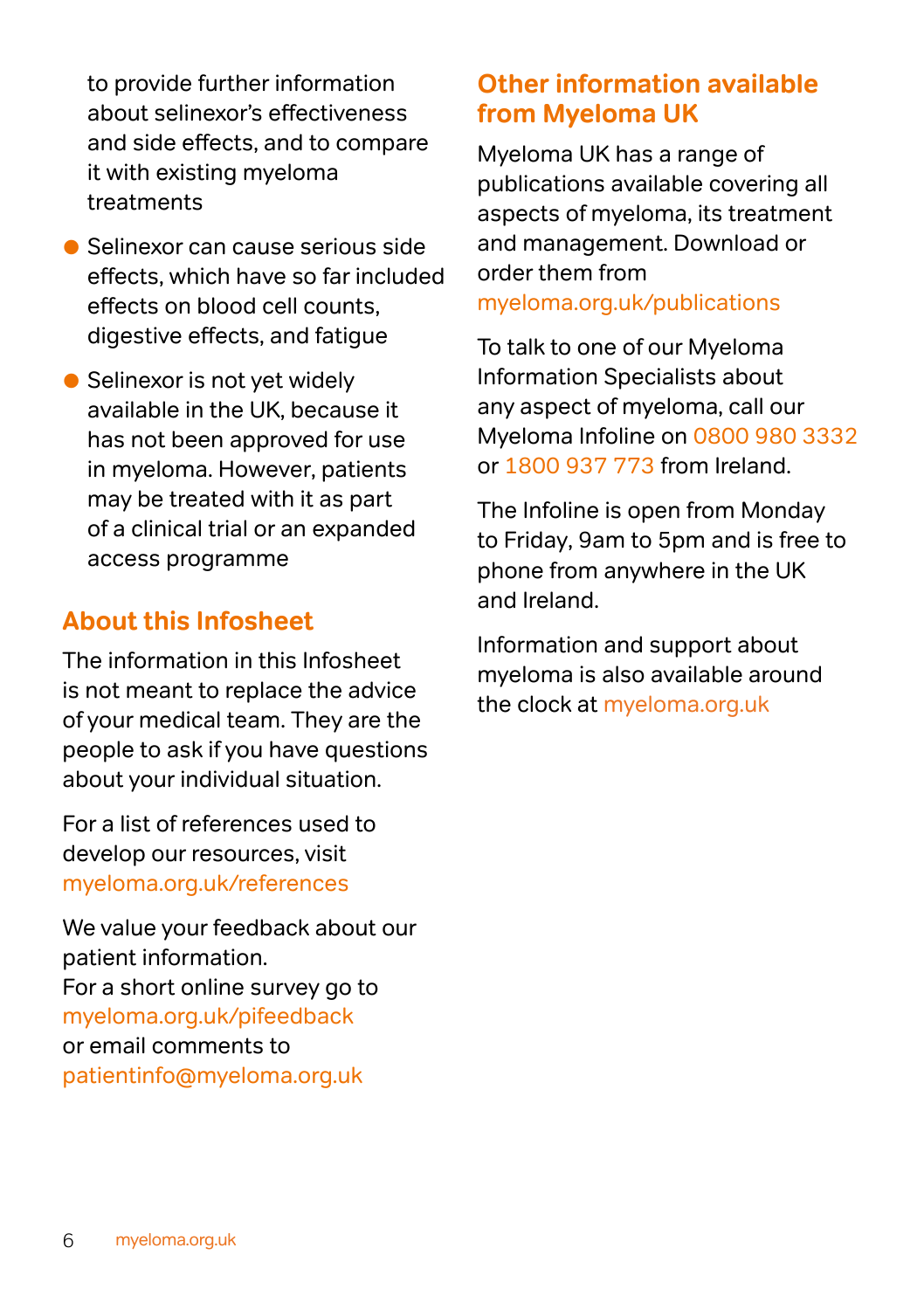to provide further information about selinexor's effectiveness and side effects, and to compare it with existing myeloma treatments

- Selinexor can cause serious side effects, which have so far included effects on blood cell counts, digestive effects, and fatigue
- Selinexor is not yet widely available in the UK, because it has not been approved for use in myeloma. However, patients may be treated with it as part of a clinical trial or an expanded access programme

## About this Infosheet

The information in this Infosheet is not meant to replace the advice of your medical team. They are the people to ask if you have questions about your individual situation.

For a list of references used to develop our resources, visit myeloma.org.uk/references

We value your feedback about our patient information.
For a short online survey go to myeloma.org.uk/pifeedback
or email comments to patientinfo@myeloma.org.uk

## Other information available from Myeloma UK

Myeloma UK has a range of publications available covering all aspects of myeloma, its treatment and management. Download or order them from myeloma.org.uk/publications

To talk to one of our Myeloma Information Specialists about any aspect of myeloma, call our Myeloma Infoline on 0800 980 3332 or 1800 937 773 from Ireland.

The Infoline is open from Monday to Friday, 9am to 5pm and is free to phone from anywhere in the UK and Ireland.

Information and support about myeloma is also available around the clock at myeloma.org.uk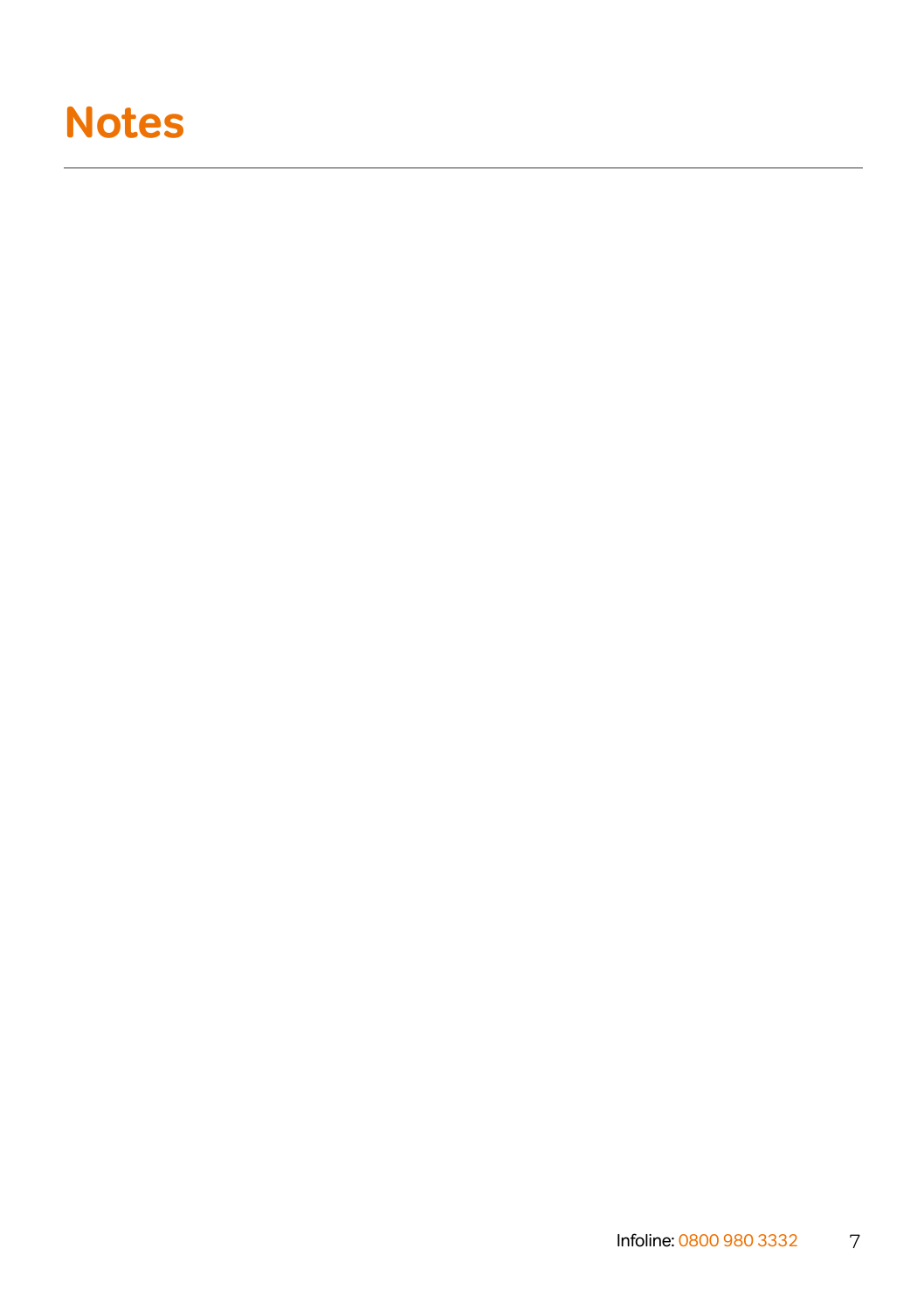# Notes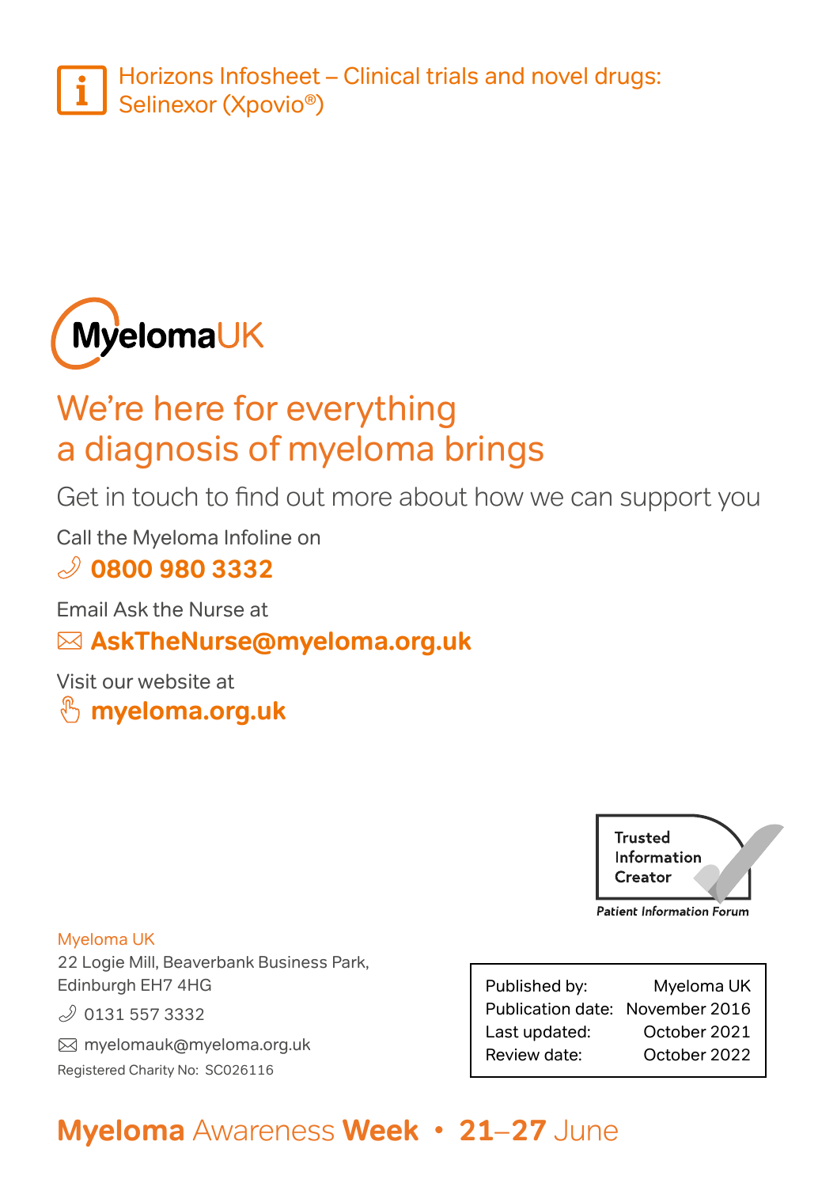Horizons Infosheet – Clinical trials and novel drugs: Selinexor (Xpovio®)

MyelomaUK

## We're here for everything a diagnosis of myeloma brings

Get in touch to find out more about how we can support you

Call the Myeloma Infoline on

**0800 980 3332**

Email Ask the Nurse at

**AskTheNurse@myeloma.org.uk**

Visit our website at

**myeloma.org.uk**

Trusted Information Creator

*Patient Information Forum*

Myeloma UK
22 Logie Mill, Beaverbank Business Park,
Edinburgh EH7 4HG

0131 557 3332

myelomauk@myeloma.org.uk

Registered Charity No: SC026116

| | |
|---|---|
| Published by: | Myeloma UK |
| Publication date: | November 2016 |
| Last updated: | October 2021 |
| Review date: | October 2022 |

**Myeloma** Awareness **Week** • **21–27** June